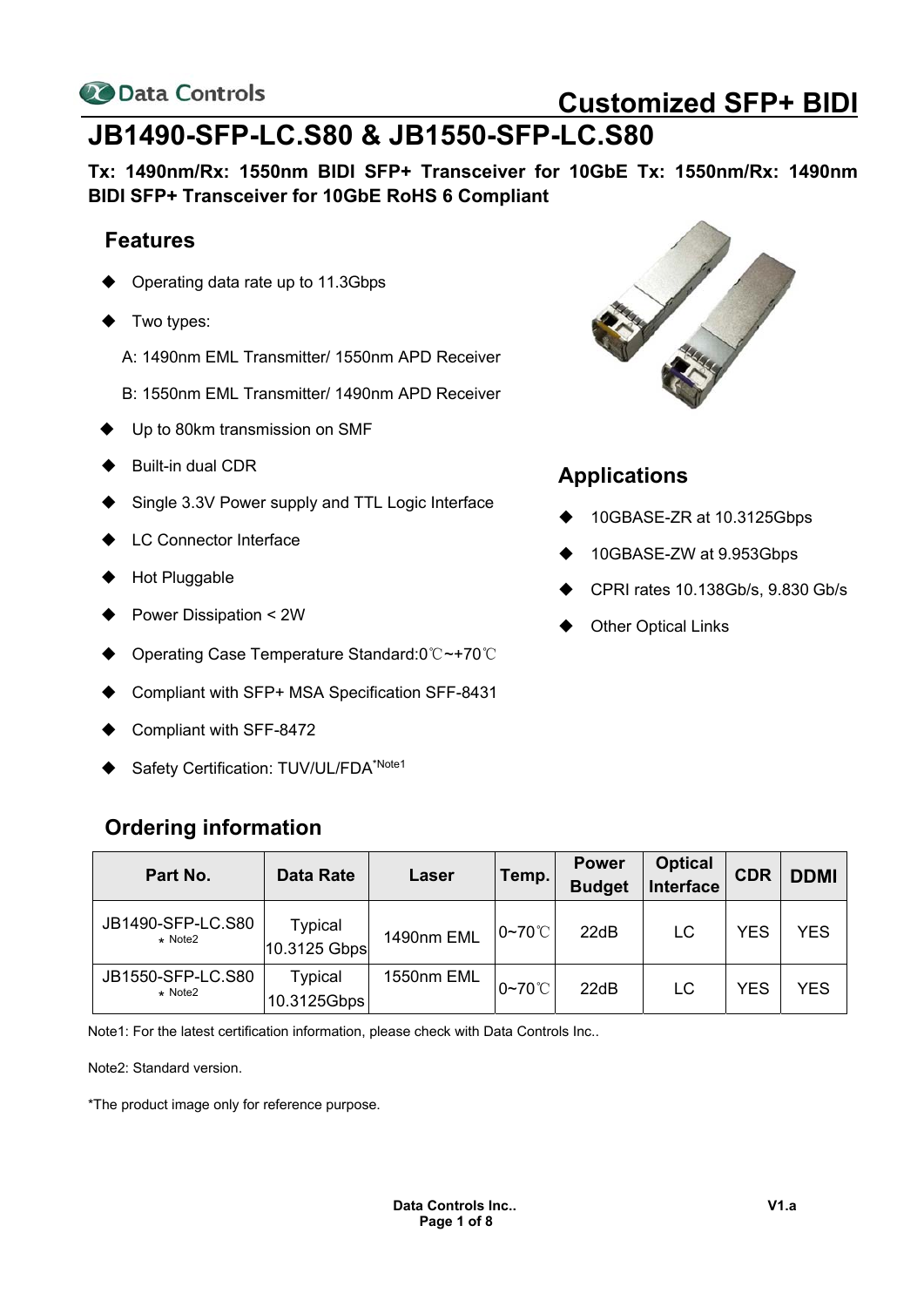# Customized SFP+ BIDI

# JB1490-SFP-LC.S80 & JB1550-SFP-LC.S80

**Tx: 1490nm/Rx: 1550nm BIDI SFP+ Transceiver for 10GbE Tx: 1550nm/Rx: 1490nm BIDI SFP+ Transceiver for 10GbE RoHS 6 Compliant**

## Features

- Operating data rate up to 11.3Gbps
- Two types:
  - A: 1490nm EML Transmitter/ 1550nm APD Receiver
  - B: 1550nm EML Transmitter/ 1490nm APD Receiver
- Up to 80km transmission on SMF
- Built-in dual CDR
- Single 3.3V Power supply and TTL Logic Interface
- LC Connector Interface
- Hot Pluggable
- Power Dissipation < 2W
- Operating Case Temperature Standard:0℃~+70℃
- Compliant with SFP+ MSA Specification SFF-8431
- Compliant with SFF-8472
- Safety Certification: TUV/UL/FDA*Note1

## Applications

- 10GBASE-ZR at 10.3125Gbps
- 10GBASE-ZW at 9.953Gbps
- CPRI rates 10.138Gb/s, 9.830 Gb/s
- Other Optical Links

## Ordering information

| Part No. | Data Rate | Laser | Temp. | Power Budget | Optical Interface | CDR | DDMI |
|---|---|---|---|---|---|---|---|
| JB1490-SFP-LC.S80 * Note2 | Typical 10.3125 Gbps | 1490nm EML | 0~70℃ | 22dB | LC | YES | YES |
| JB1550-SFP-LC.S80 * Note2 | Typical 10.3125Gbps | 1550nm EML | 0~70℃ | 22dB | LC | YES | YES |

Note1: For the latest certification information, please check with Data Controls Inc..

Note2: Standard version.

*The product image only for reference purpose.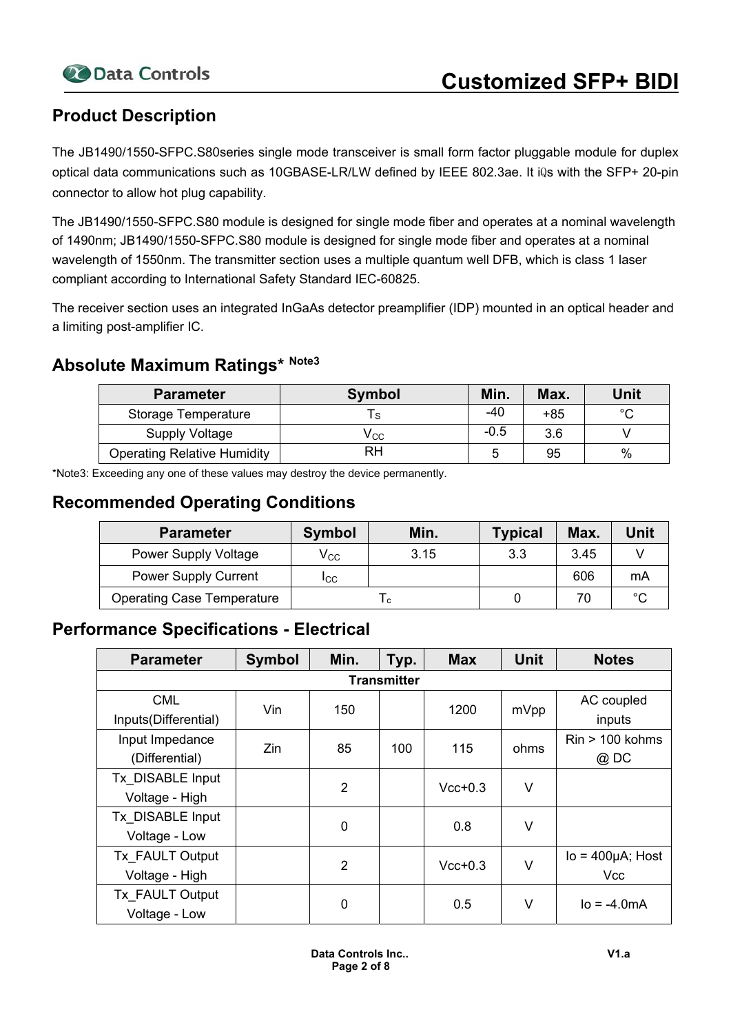# Customized SFP+ BIDI

## Product Description

The JB1490/1550-SFPC.S80series single mode transceiver is small form factor pluggable module for duplex optical data communications such as 10GBASE-LR/LW defined by IEEE 802.3ae. It iQs with the SFP+ 20-pin connector to allow hot plug capability.

The JB1490/1550-SFPC.S80 module is designed for single mode fiber and operates at a nominal wavelength of 1490nm; JB1490/1550-SFPC.S80 module is designed for single mode fiber and operates at a nominal wavelength of 1550nm. The transmitter section uses a multiple quantum well DFB, which is class 1 laser compliant according to International Safety Standard IEC-60825.

The receiver section uses an integrated InGaAs detector preamplifier (IDP) mounted in an optical header and a limiting post-amplifier IC.

## Absolute Maximum Ratings* Note3

| Parameter | Symbol | Min. | Max. | Unit |
|---|---|---|---|---|
| Storage Temperature | $T_S$ | -40 | +85 | °C |
| Supply Voltage | $V_{CC}$ | -0.5 | 3.6 | V |
| Operating Relative Humidity | RH | 5 | 95 | % |

*Note3: Exceeding any one of these values may destroy the device permanently.

## Recommended Operating Conditions

| Parameter | Symbol | Min. | Typical | Max. | Unit |
|---|---|---|---|---|---|
| Power Supply Voltage | $V_{CC}$ | 3.15 | 3.3 | 3.45 | V |
| Power Supply Current | $I_{CC}$ | | | 606 | mA |
| Operating Case Temperature | $T_c$ | | 0 | 70 | °C |

## Performance Specifications - Electrical

| Parameter | Symbol | Min. | Typ. | Max | Unit | Notes |
|---|---|---|---|---|---|---|
| **Transmitter** | | | | | | |
| CML Inputs(Differential) | Vin | 150 | | 1200 | mVpp | AC coupled inputs |
| Input Impedance (Differential) | Zin | 85 | 100 | 115 | ohms | Rin > 100 kohms @ DC |
| Tx_DISABLE Input Voltage - High | | 2 | | Vcc+0.3 | V | |
| Tx_DISABLE Input Voltage - Low | | 0 | | 0.8 | V | |
| Tx_FAULT Output Voltage - High | | 2 | | Vcc+0.3 | V | Io = 400μA; Host Vcc |
| Tx_FAULT Output Voltage - Low | | 0 | | 0.5 | V | Io = -4.0mA |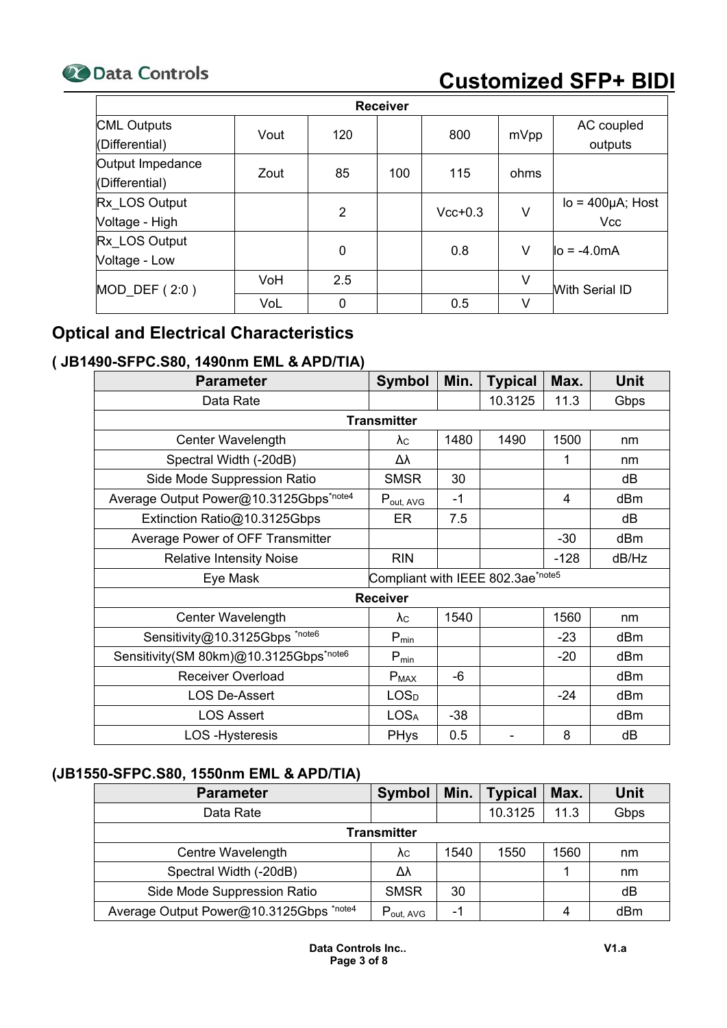| Receiver | | | | | | |
|---|---|---|---|---|---|---|
| CML Outputs (Differential) | Vout | 120 | | 800 | mVpp | AC coupled outputs |
| Output Impedance (Differential) | Zout | 85 | 100 | 115 | ohms | |
| Rx_LOS Output Voltage - High | | 2 | | Vcc+0.3 | V | Io = 400μA; Host Vcc |
| Rx_LOS Output Voltage - Low | | 0 | | 0.8 | V | Io = -4.0mA |
| MOD_DEF ( 2:0 ) | VoH | 2.5 | | | V | With Serial ID |
| | VoL | 0 | | 0.5 | V | |

## Optical and Electrical Characteristics

### ( JB1490-SFPC.S80, 1490nm EML & APD/TIA)

| Parameter | Symbol | Min. | Typical | Max. | Unit |
|---|---|---|---|---|---|
| Data Rate | | | 10.3125 | 11.3 | Gbps |
| **Transmitter** | | | | | |
| Center Wavelength | $\lambda_C$ | 1480 | 1490 | 1500 | nm |
| Spectral Width (-20dB) | Δλ | | | 1 | nm |
| Side Mode Suppression Ratio | SMSR | 30 | | | dB |
| Average Output Power@10.3125Gbps[*note4] | $P_{out, AVG}$ | -1 | | 4 | dBm |
| Extinction Ratio@10.3125Gbps | ER | 7.5 | | | dB |
| Average Power of OFF Transmitter | | | | -30 | dBm |
| Relative Intensity Noise | RIN | | | -128 | dB/Hz |
| Eye Mask | Compliant with IEEE 802.3ae[*note5] | | | | |
| **Receiver** | | | | | |
| Center Wavelength | $\lambda_C$ | 1540 | | 1560 | nm |
| Sensitivity@10.3125Gbps [*note6] | $P_{min}$ | | | -23 | dBm |
| Sensitivity(SM 80km)@10.3125Gbps[*note6] | $P_{min}$ | | | -20 | dBm |
| Receiver Overload | $P_{MAX}$ | -6 | | | dBm |
| LOS De-Assert | $LOS_D$ | | | -24 | dBm |
| LOS Assert | $LOS_A$ | -38 | | | dBm |
| LOS -Hysteresis | PHys | 0.5 | - | 8 | dB |

### (JB1550-SFPC.S80, 1550nm EML & APD/TIA)

| Parameter | Symbol | Min. | Typical | Max. | Unit |
|---|---|---|---|---|---|
| Data Rate | | | 10.3125 | 11.3 | Gbps |
| **Transmitter** | | | | | |
| Centre Wavelength | $\lambda_C$ | 1540 | 1550 | 1560 | nm |
| Spectral Width (-20dB) | Δλ | | | 1 | nm |
| Side Mode Suppression Ratio | SMSR | 30 | | | dB |
| Average Output Power@10.3125Gbps [*note4] | $P_{out, AVG}$ | -1 | | 4 | dBm |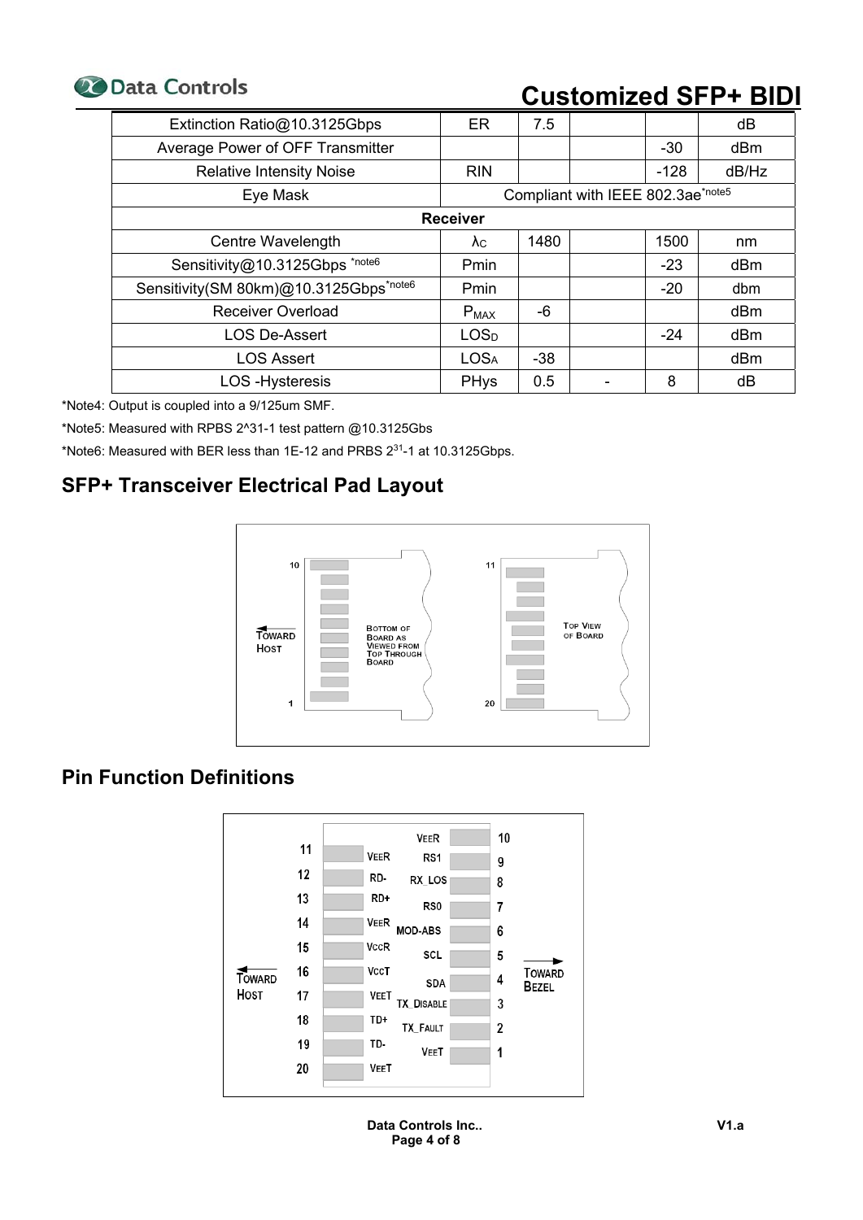| | | | | | |
|---|---|---|---|---|---|
| Extinction Ratio@10.3125Gbps | ER | 7.5 | | | dB |
| Average Power of OFF Transmitter | | | | -30 | dBm |
| Relative Intensity Noise | RIN | | | -128 | dB/Hz |
| Eye Mask | Compliant with IEEE 802.3ae*note5 | | | | |
| **Receiver** | | | | | |
| Centre Wavelength | $\lambda_C$ | 1480 | | 1500 | nm |
| Sensitivity@10.3125Gbps *note6 | Pmin | | | -23 | dBm |
| Sensitivity(SM 80km)@10.3125Gbps*note6 | Pmin | | | -20 | dbm |
| Receiver Overload | $P_{MAX}$ | -6 | | | dBm |
| LOS De-Assert | $LOS_D$ | | | -24 | dBm |
| LOS Assert | $LOS_A$ | -38 | | | dBm |
| LOS -Hysteresis | PHys | 0.5 | - | 8 | dB |

*Note4: Output is coupled into a 9/125um SMF.

*Note5: Measured with RPBS 2^31-1 test pattern @10.3125Gbs

*Note6: Measured with BER less than 1E-12 and PRBS $2^{31}$-1 at 10.3125Gbps.

## SFP+ Transceiver Electrical Pad Layout

10
1
TOWARD HOST
BOTTOM OF BOARD AS VIEWED FROM TOP THROUGH BOARD
11
20
TOP VIEW OF BOARD

## Pin Function Definitions

TOWARD HOST
11 VEER
12 RD-
13 RD+
14 VEER
15 VCCR
16 VCCT
17 VEET
18 TD+
19 TD-
20 VEET
10 VEER
9 RS1
8 RX_LOS
7 RS0
6 MOD-ABS
5 SCL
4 SDA
3 TX_DISABLE
2 TX_FAULT
1 VEET
TOWARD BEZEL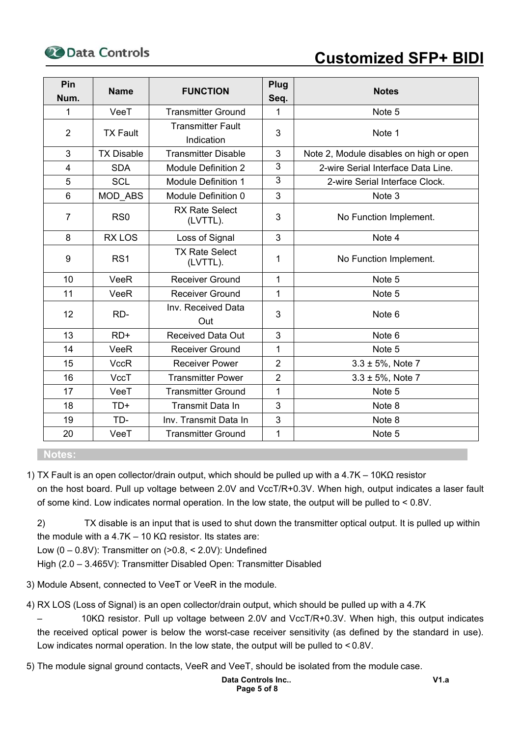| Pin Num. | Name | FUNCTION | Plug Seq. | Notes |
|---|---|---|---|---|
| 1 | VeeT | Transmitter Ground | 1 | Note 5 |
| 2 | TX Fault | Transmitter Fault Indication | 3 | Note 1 |
| 3 | TX Disable | Transmitter Disable | 3 | Note 2, Module disables on high or open |
| 4 | SDA | Module Definition 2 | 3 | 2-wire Serial Interface Data Line. |
| 5 | SCL | Module Definition 1 | 3 | 2-wire Serial Interface Clock. |
| 6 | MOD_ABS | Module Definition 0 | 3 | Note 3 |
| 7 | RS0 | RX Rate Select (LVTTL). | 3 | No Function Implement. |
| 8 | RX LOS | Loss of Signal | 3 | Note 4 |
| 9 | RS1 | TX Rate Select (LVTTL). | 1 | No Function Implement. |
| 10 | VeeR | Receiver Ground | 1 | Note 5 |
| 11 | VeeR | Receiver Ground | 1 | Note 5 |
| 12 | RD- | Inv. Received Data Out | 3 | Note 6 |
| 13 | RD+ | Received Data Out | 3 | Note 6 |
| 14 | VeeR | Receiver Ground | 1 | Note 5 |
| 15 | VccR | Receiver Power | 2 | 3.3 ± 5%, Note 7 |
| 16 | VccT | Transmitter Power | 2 | 3.3 ± 5%, Note 7 |
| 17 | VeeT | Transmitter Ground | 1 | Note 5 |
| 18 | TD+ | Transmit Data In | 3 | Note 8 |
| 19 | TD- | Inv. Transmit Data In | 3 | Note 8 |
| 20 | VeeT | Transmitter Ground | 1 | Note 5 |

**Notes:**

1) TX Fault is an open collector/drain output, which should be pulled up with a 4.7K – 10KΩ resistor on the host board. Pull up voltage between 2.0V and VccT/R+0.3V. When high, output indicates a laser fault of some kind. Low indicates normal operation. In the low state, the output will be pulled to < 0.8V.

2) TX disable is an input that is used to shut down the transmitter optical output. It is pulled up within the module with a 4.7K – 10 KΩ resistor. Its states are:
Low (0 – 0.8V): Transmitter on (>0.8, < 2.0V): Undefined
High (2.0 – 3.465V): Transmitter Disabled Open: Transmitter Disabled

3) Module Absent, connected to VeeT or VeeR in the module.

4) RX LOS (Loss of Signal) is an open collector/drain output, which should be pulled up with a 4.7K – 10KΩ resistor. Pull up voltage between 2.0V and VccT/R+0.3V. When high, this output indicates the received optical power is below the worst-case receiver sensitivity (as defined by the standard in use). Low indicates normal operation. In the low state, the output will be pulled to < 0.8V.

5) The module signal ground contacts, VeeR and VeeT, should be isolated from the module case.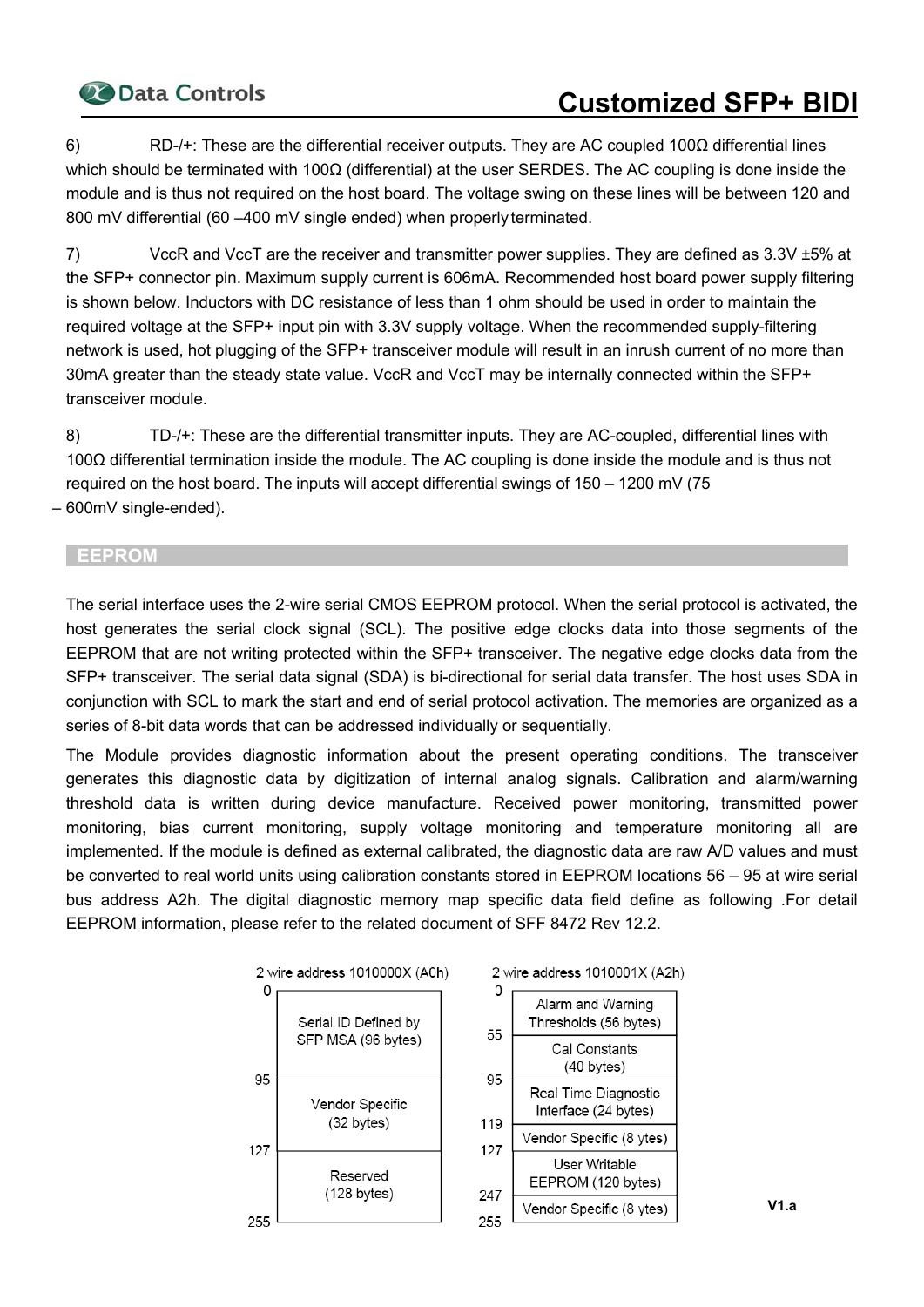6) RD-/+: These are the differential receiver outputs. They are AC coupled 100Ω differential lines which should be terminated with 100Ω (differential) at the user SERDES. The AC coupling is done inside the module and is thus not required on the host board. The voltage swing on these lines will be between 120 and 800 mV differential (60 –400 mV single ended) when properly terminated.

7) VccR and VccT are the receiver and transmitter power supplies. They are defined as 3.3V ±5% at the SFP+ connector pin. Maximum supply current is 606mA. Recommended host board power supply filtering is shown below. Inductors with DC resistance of less than 1 ohm should be used in order to maintain the required voltage at the SFP+ input pin with 3.3V supply voltage. When the recommended supply-filtering network is used, hot plugging of the SFP+ transceiver module will result in an inrush current of no more than 30mA greater than the steady state value. VccR and VccT may be internally connected within the SFP+ transceiver module.

8) TD-/+: These are the differential transmitter inputs. They are AC-coupled, differential lines with 100Ω differential termination inside the module. The AC coupling is done inside the module and is thus not required on the host board. The inputs will accept differential swings of 150 – 1200 mV (75 – 600mV single-ended).

## EEPROM

The serial interface uses the 2-wire serial CMOS EEPROM protocol. When the serial protocol is activated, the host generates the serial clock signal (SCL). The positive edge clocks data into those segments of the EEPROM that are not writing protected within the SFP+ transceiver. The negative edge clocks data from the SFP+ transceiver. The serial data signal (SDA) is bi-directional for serial data transfer. The host uses SDA in conjunction with SCL to mark the start and end of serial protocol activation. The memories are organized as a series of 8-bit data words that can be addressed individually or sequentially.

The Module provides diagnostic information about the present operating conditions. The transceiver generates this diagnostic data by digitization of internal analog signals. Calibration and alarm/warning threshold data is written during device manufacture. Received power monitoring, transmitted power monitoring, bias current monitoring, supply voltage monitoring and temperature monitoring all are implemented. If the module is defined as external calibrated, the diagnostic data are raw A/D values and must be converted to real world units using calibration constants stored in EEPROM locations 56 – 95 at wire serial bus address A2h. The digital diagnostic memory map specific data field define as following .For detail EEPROM information, please refer to the related document of SFF 8472 Rev 12.2.

2 wire address 1010000X (A0h)
0
Serial ID Defined by SFP MSA (96 bytes)
95
Vendor Specific (32 bytes)
127
Reserved (128 bytes)
255

2 wire address 1010001X (A2h)
0
Alarm and Warning Thresholds (56 bytes)
55
Cal Constants (40 bytes)
95
Real Time Diagnostic Interface (24 bytes)
119
Vendor Specific (8 ytes)
127
User Writable EEPROM (120 bytes)
247
Vendor Specific (8 ytes)
255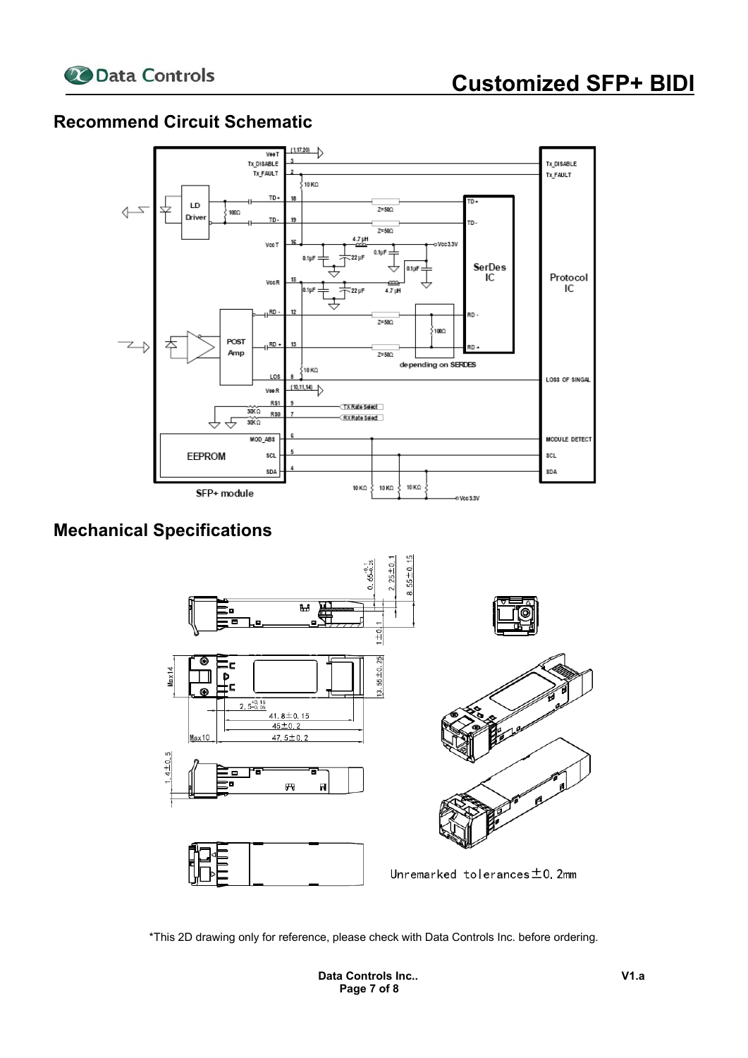## Recommend Circuit Schematic

VeeT
Tx_DISABLE
Tx_FAULT
(1,17,20)
3
2
10 KΩ
TD+
18
TD-
19
LD Driver
100Ω
Z=50Ω
Z=50Ω
VccT
16
4.7 μH
0.1μF
22 μF
0.1μF
Vcc3.3V
0.1μF
VccR
15
0.1μF
22 μF
4.7 μH
RD-
12
RD+
13
POST Amp
Z=50Ω
Z=50Ω
100Ω
depending on SERDES
LOS
8
10 KΩ
VeeR
(10,11,14)
RS1
9
RS0
7
30K Ω
30K Ω
TX Rate Select
RX Rate Select
MOD_ABS
6
SCL
5
SDA
4
EEPROM
SFP+ module
10 KΩ
10 KΩ
10 KΩ
Vcc3.3V
TD+
TD-
SerDes IC
RD-
RD+
Tx_DISABLE
Tx_FAULT
Protocol IC
LOSS OF SINGAL
MODULE DETECT
SCL
SDA

## Mechanical Specifications

$0.65^{-0.1}_{-0.25}$
2.25±0.1
8.55±0.15
1±0.1
Max14
13.55±0.25
$2.5^{+0.15}_{-0.05}$
41.8±0.15
45±0.2
Max10
47.5±0.2
1.4±0.5

Unremarked tolerances±0.2mm

*This 2D drawing only for reference, please check with Data Controls Inc. before ordering.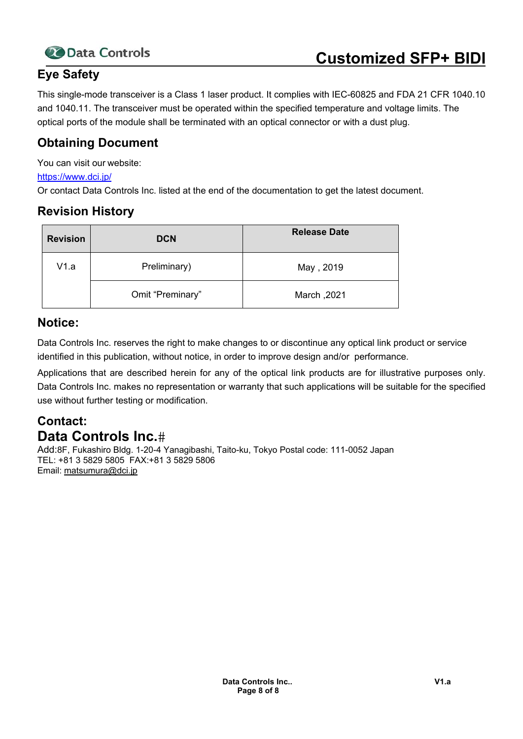## Eye Safety

This single-mode transceiver is a Class 1 laser product. It complies with IEC-60825 and FDA 21 CFR 1040.10 and 1040.11. The transceiver must be operated within the specified temperature and voltage limits. The optical ports of the module shall be terminated with an optical connector or with a dust plug.

## Obtaining Document

You can visit our website:

https://www.dci.jp/

Or contact Data Controls Inc. listed at the end of the documentation to get the latest document.

## Revision History

| Revision | DCN | Release Date |
|---|---|---|
| V1.a | Preliminary) | May , 2019 |
| | Omit “Preminary” | March ,2021 |

## Notice:

Data Controls Inc. reserves the right to make changes to or discontinue any optical link product or service identified in this publication, without notice, in order to improve design and/or performance.

Applications that are described herein for any of the optical link products are for illustrative purposes only. Data Controls Inc. makes no representation or warranty that such applications will be suitable for the specified use without further testing or modification.

## Contact:

## Data Controls Inc.＃

Add:8F, Fukashiro Bldg. 1-20-4 Yanagibashi, Taito-ku, Tokyo Postal code: 111-0052 Japan
TEL: +81 3 5829 5805 FAX:+81 3 5829 5806
Email: matsumura@dci.jp